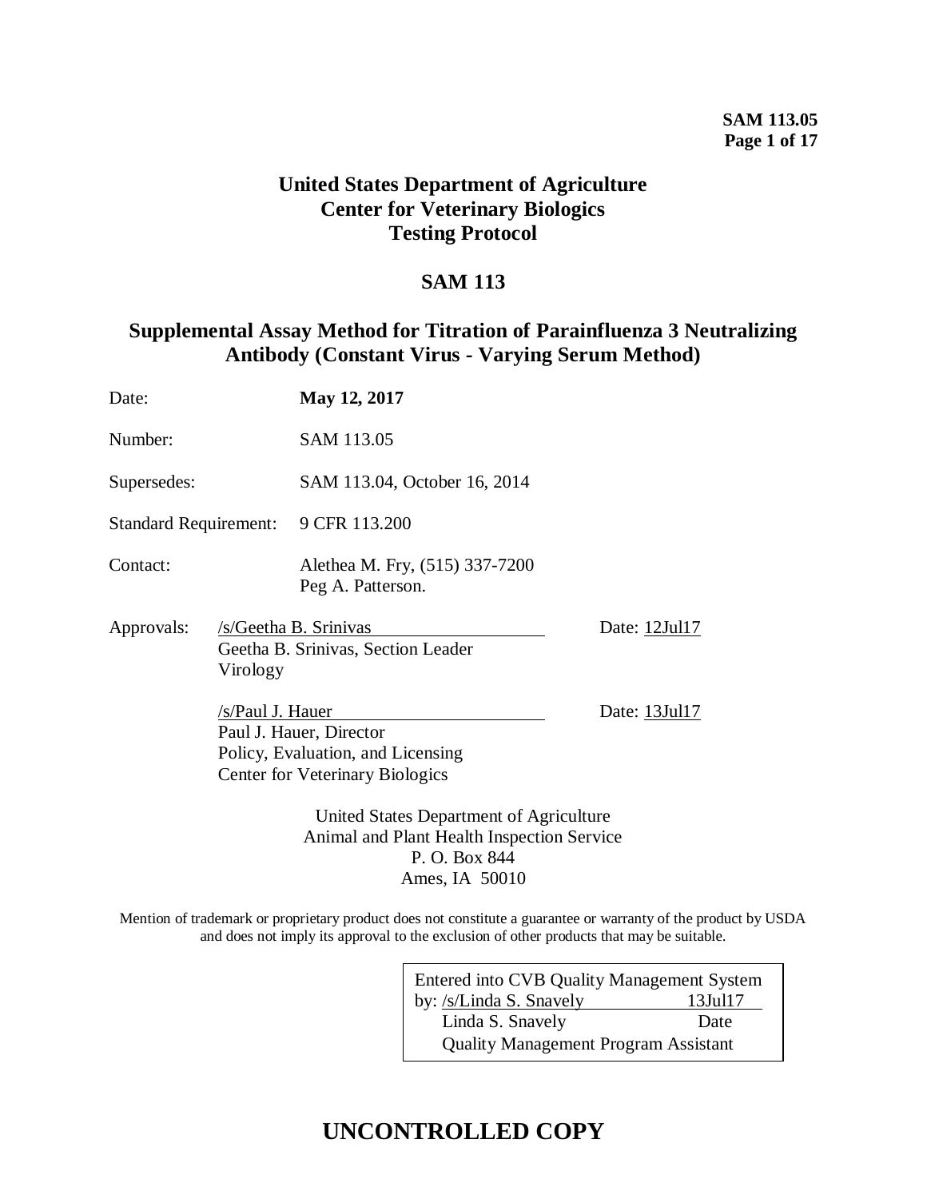# United States Department of Agriculture
# Center for Veterinary Biologics
# Testing Protocol

## SAM 113

## Supplemental Assay Method for Titration of Parainfluenza 3 Neutralizing Antibody (Constant Virus - Varying Serum Method)

| | |
|---|---|
| Date: | **May 12, 2017** |
| Number: | SAM 113.05 |
| Supersedes: | SAM 113.04, October 16, 2014 |
| Standard Requirement: | 9 CFR 113.200 |
| Contact: | Alethea M. Fry, (515) 337-7200<br>Peg A. Patterson. |

Approvals: /s/Geetha B. Srinivas — Date: 12Jul17
Geetha B. Srinivas, Section Leader
Virology

/s/Paul J. Hauer — Date: 13Jul17
Paul J. Hauer, Director
Policy, Evaluation, and Licensing
Center for Veterinary Biologics

United States Department of Agriculture
Animal and Plant Health Inspection Service
P. O. Box 844
Ames, IA 50010

Mention of trademark or proprietary product does not constitute a guarantee or warranty of the product by USDA and does not imply its approval to the exclusion of other products that may be suitable.

Entered into CVB Quality Management System
by: /s/Linda S. Snavely — 13Jul17
Linda S. Snavely — Date
Quality Management Program Assistant

## UNCONTROLLED COPY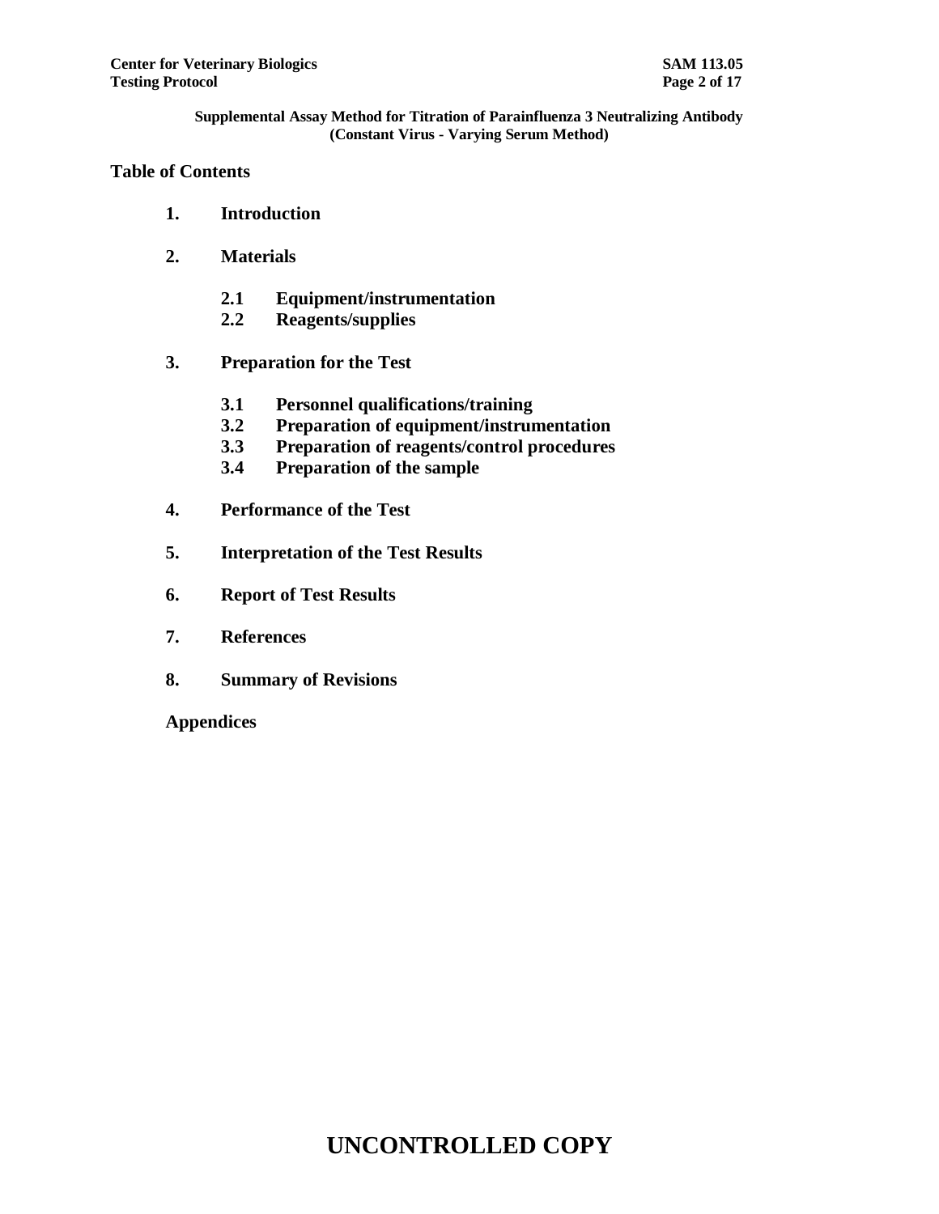## Table of Contents

1. **Introduction**
2. **Materials**
   - 2.1 **Equipment/instrumentation**
   - 2.2 **Reagents/supplies**
3. **Preparation for the Test**
   - 3.1 **Personnel qualifications/training**
   - 3.2 **Preparation of equipment/instrumentation**
   - 3.3 **Preparation of reagents/control procedures**
   - 3.4 **Preparation of the sample**
4. **Performance of the Test**
5. **Interpretation of the Test Results**
6. **Report of Test Results**
7. **References**
8. **Summary of Revisions**

**Appendices**

**UNCONTROLLED COPY**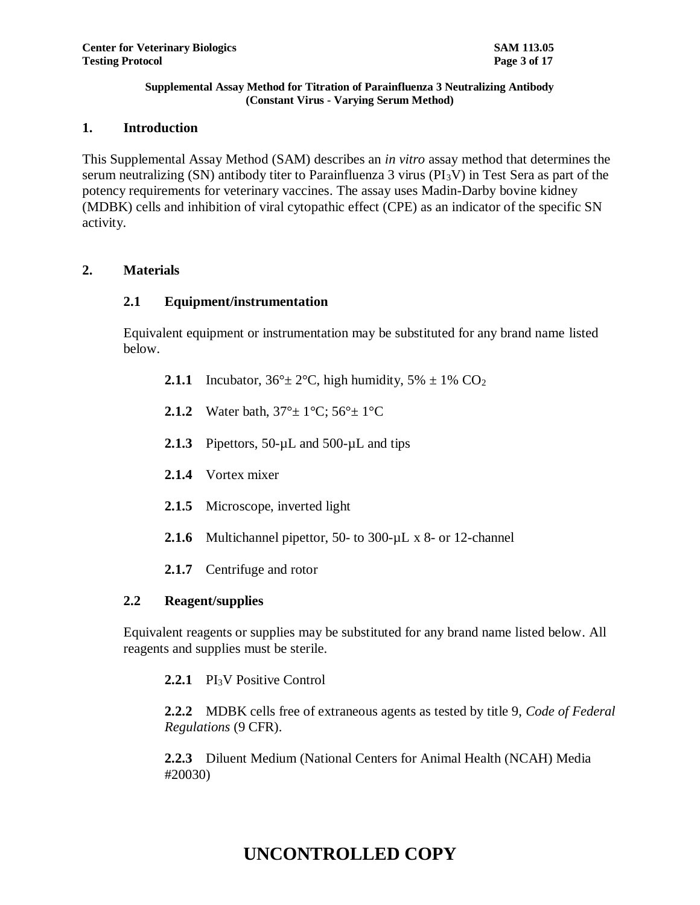**Supplemental Assay Method for Titration of Parainfluenza 3 Neutralizing Antibody (Constant Virus - Varying Serum Method)**

## 1. Introduction

This Supplemental Assay Method (SAM) describes an *in vitro* assay method that determines the serum neutralizing (SN) antibody titer to Parainfluenza 3 virus ($PI_3V$) in Test Sera as part of the potency requirements for veterinary vaccines. The assay uses Madin-Darby bovine kidney (MDBK) cells and inhibition of viral cytopathic effect (CPE) as an indicator of the specific SN activity.

## 2. Materials

### 2.1 Equipment/instrumentation

Equivalent equipment or instrumentation may be substituted for any brand name listed below.

**2.1.1** Incubator, 36°± 2°C, high humidity, 5% ± 1% $CO_2$

**2.1.2** Water bath, 37°± 1°C; 56°± 1°C

**2.1.3** Pipettors, 50-µL and 500-µL and tips

**2.1.4** Vortex mixer

**2.1.5** Microscope, inverted light

**2.1.6** Multichannel pipettor, 50- to 300-µL x 8- or 12-channel

**2.1.7** Centrifuge and rotor

### 2.2 Reagent/supplies

Equivalent reagents or supplies may be substituted for any brand name listed below. All reagents and supplies must be sterile.

**2.2.1** $PI_3V$ Positive Control

**2.2.2** MDBK cells free of extraneous agents as tested by title 9, *Code of Federal Regulations* (9 CFR).

**2.2.3** Diluent Medium (National Centers for Animal Health (NCAH) Media #20030)

**UNCONTROLLED COPY**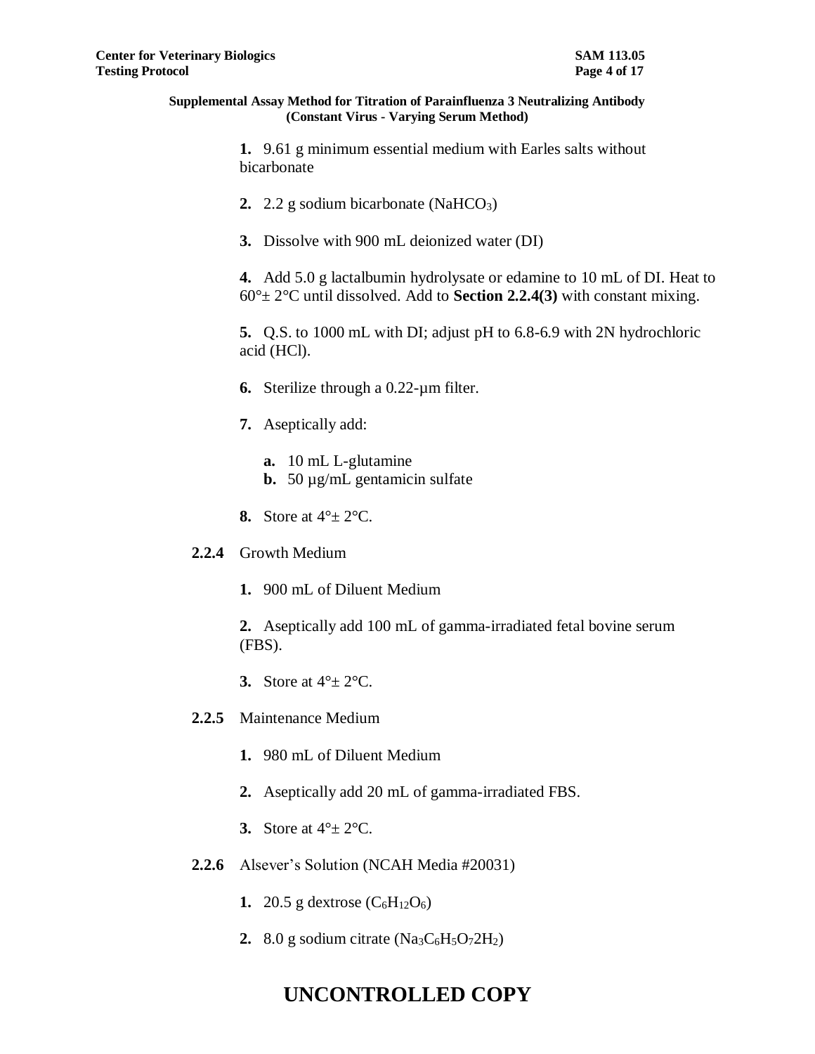**1.** 9.61 g minimum essential medium with Earles salts without bicarbonate

**2.** 2.2 g sodium bicarbonate ($NaHCO_3$)

**3.** Dissolve with 900 mL deionized water (DI)

**4.** Add 5.0 g lactalbumin hydrolysate or edamine to 10 mL of DI. Heat to 60°± 2°C until dissolved. Add to **Section 2.2.4(3)** with constant mixing.

**5.** Q.S. to 1000 mL with DI; adjust pH to 6.8-6.9 with 2N hydrochloric acid (HCl).

**6.** Sterilize through a 0.22-µm filter.

**7.** Aseptically add:

- **a.** 10 mL L-glutamine
- **b.** 50 µg/mL gentamicin sulfate

**8.** Store at 4°± 2°C.

**2.2.4** Growth Medium

**1.** 900 mL of Diluent Medium

**2.** Aseptically add 100 mL of gamma-irradiated fetal bovine serum (FBS).

**3.** Store at 4°± 2°C.

**2.2.5** Maintenance Medium

**1.** 980 mL of Diluent Medium

**2.** Aseptically add 20 mL of gamma-irradiated FBS.

**3.** Store at 4°± 2°C.

**2.2.6** Alsever's Solution (NCAH Media #20031)

**1.** 20.5 g dextrose ($C_6H_{12}O_6$)

**2.** 8.0 g sodium citrate ($Na_3C_6H_5O_72H_2$)

**UNCONTROLLED COPY**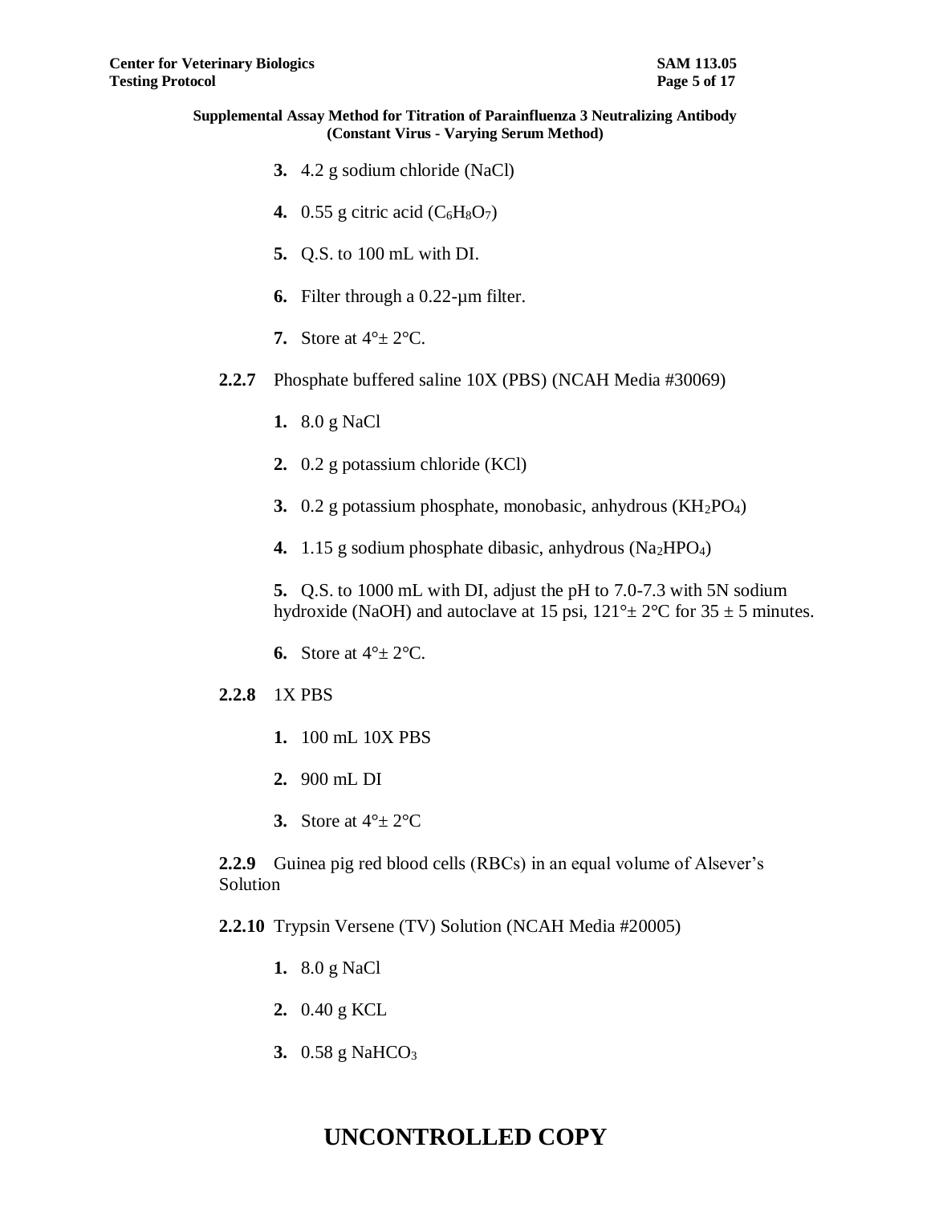**3.** 4.2 g sodium chloride (NaCl)

**4.** 0.55 g citric acid ($C_6H_8O_7$)

**5.** Q.S. to 100 mL with DI.

**6.** Filter through a 0.22-µm filter.

**7.** Store at 4°± 2°C.

**2.2.7** Phosphate buffered saline 10X (PBS) (NCAH Media #30069)

**1.** 8.0 g NaCl

**2.** 0.2 g potassium chloride (KCl)

**3.** 0.2 g potassium phosphate, monobasic, anhydrous ($KH_2PO_4$)

**4.** 1.15 g sodium phosphate dibasic, anhydrous ($Na_2HPO_4$)

**5.** Q.S. to 1000 mL with DI, adjust the pH to 7.0-7.3 with 5N sodium hydroxide (NaOH) and autoclave at 15 psi, 121°± 2°C for 35 ± 5 minutes.

**6.** Store at 4°± 2°C.

**2.2.8** 1X PBS

**1.** 100 mL 10X PBS

**2.** 900 mL DI

**3.** Store at 4°± 2°C

**2.2.9** Guinea pig red blood cells (RBCs) in an equal volume of Alsever's Solution

**2.2.10** Trypsin Versene (TV) Solution (NCAH Media #20005)

**1.** 8.0 g NaCl

**2.** 0.40 g KCL

**3.** 0.58 g $NaHCO_3$

UNCONTROLLED COPY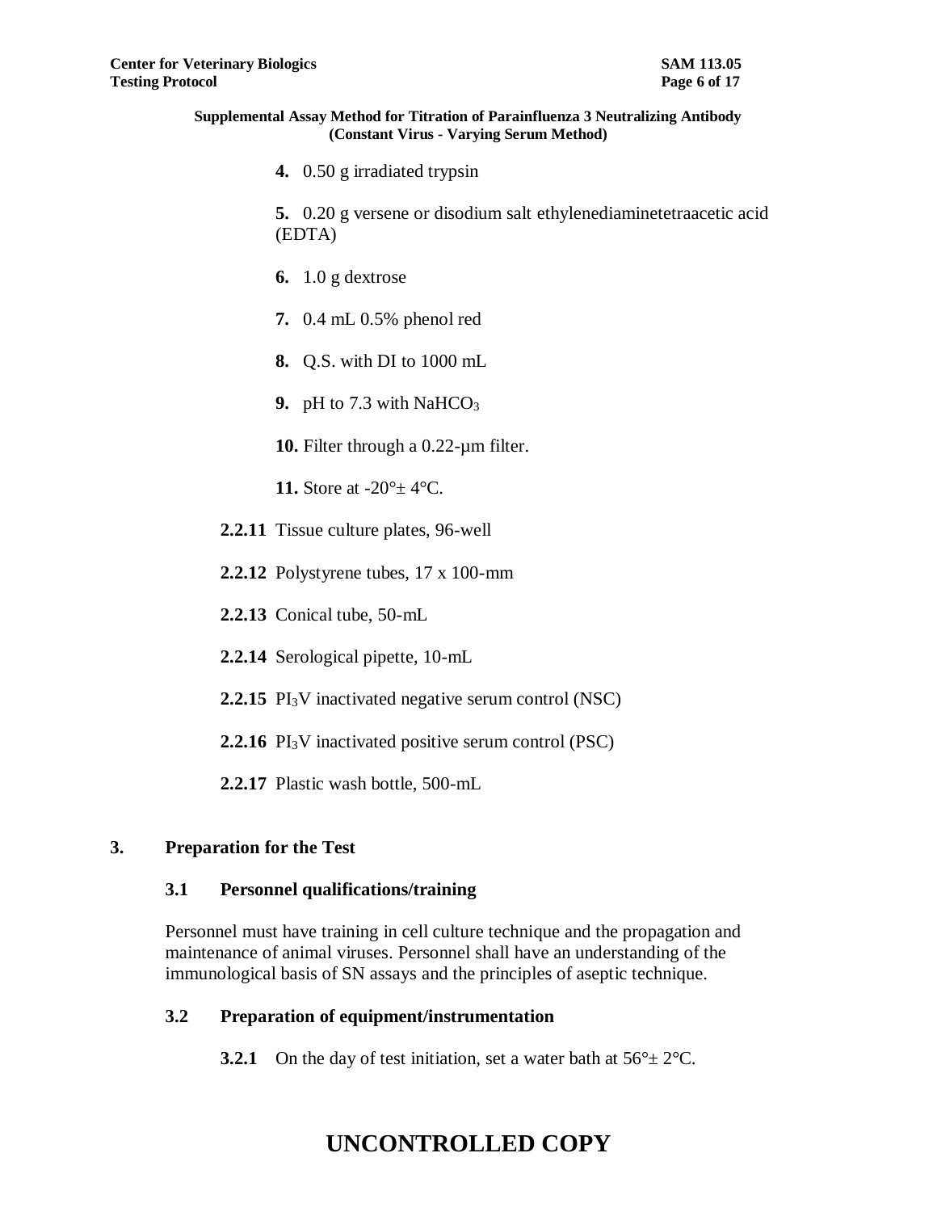**4.** 0.50 g irradiated trypsin

**5.** 0.20 g versene or disodium salt ethylenediaminetetraacetic acid (EDTA)

**6.** 1.0 g dextrose

**7.** 0.4 mL 0.5% phenol red

**8.** Q.S. with DI to 1000 mL

**9.** pH to 7.3 with $NaHCO_3$

**10.** Filter through a 0.22-µm filter.

**11.** Store at -20°± 4°C.

**2.2.11** Tissue culture plates, 96-well

**2.2.12** Polystyrene tubes, 17 x 100-mm

**2.2.13** Conical tube, 50-mL

**2.2.14** Serological pipette, 10-mL

**2.2.15** $PI_3V$ inactivated negative serum control (NSC)

**2.2.16** $PI_3V$ inactivated positive serum control (PSC)

**2.2.17** Plastic wash bottle, 500-mL

## 3. Preparation for the Test

### 3.1 Personnel qualifications/training

Personnel must have training in cell culture technique and the propagation and maintenance of animal viruses. Personnel shall have an understanding of the immunological basis of SN assays and the principles of aseptic technique.

### 3.2 Preparation of equipment/instrumentation

**3.2.1** On the day of test initiation, set a water bath at 56°± 2°C.

**UNCONTROLLED COPY**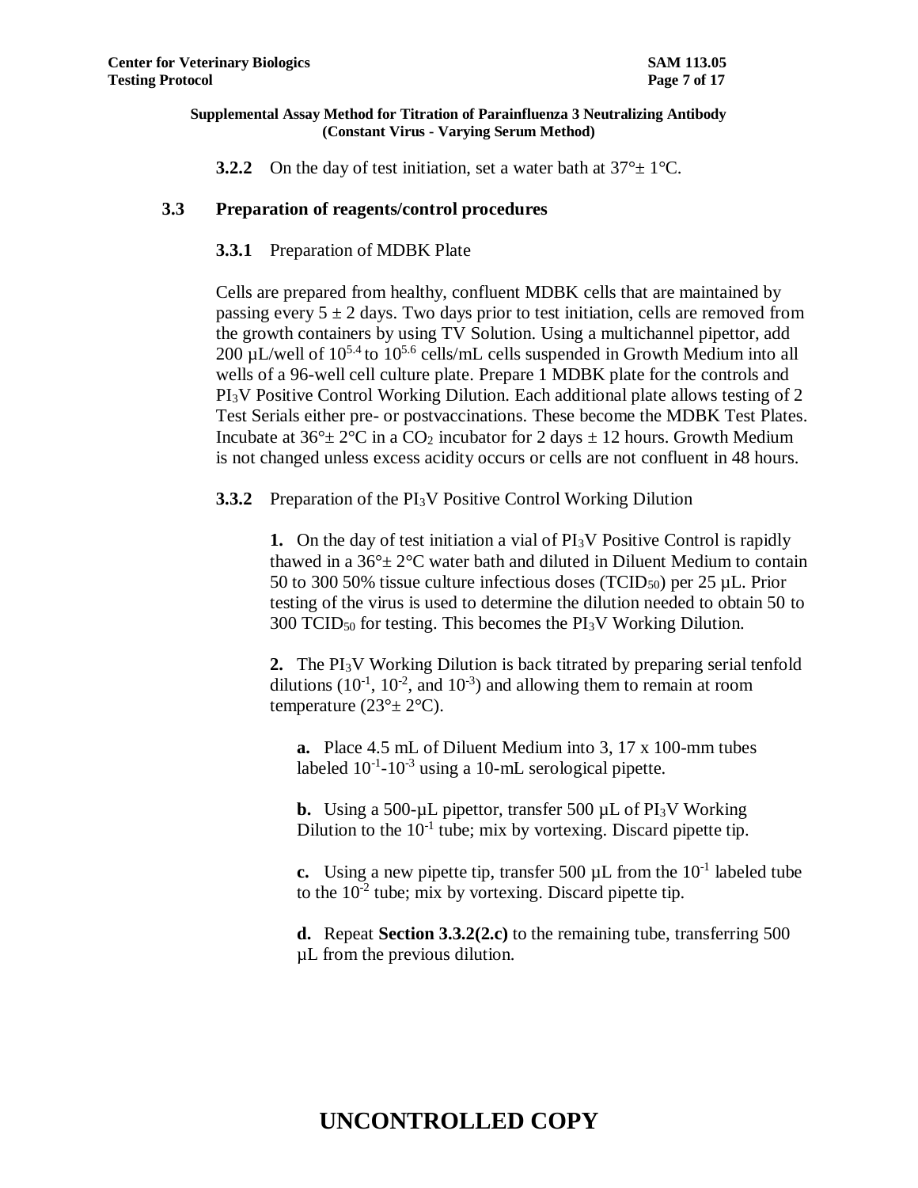**3.2.2** On the day of test initiation, set a water bath at 37°± 1°C.

## 3.3 Preparation of reagents/control procedures

### 3.3.1 Preparation of MDBK Plate

Cells are prepared from healthy, confluent MDBK cells that are maintained by passing every 5 ± 2 days. Two days prior to test initiation, cells are removed from the growth containers by using TV Solution. Using a multichannel pipettor, add 200 µL/well of $10^{5.4}$ to $10^{5.6}$ cells/mL cells suspended in Growth Medium into all wells of a 96-well cell culture plate. Prepare 1 MDBK plate for the controls and $PI_3V$ Positive Control Working Dilution. Each additional plate allows testing of 2 Test Serials either pre- or postvaccinations. These become the MDBK Test Plates. Incubate at 36°± 2°C in a $CO_2$ incubator for 2 days ± 12 hours. Growth Medium is not changed unless excess acidity occurs or cells are not confluent in 48 hours.

### 3.3.2 Preparation of the $PI_3V$ Positive Control Working Dilution

**1.** On the day of test initiation a vial of $PI_3V$ Positive Control is rapidly thawed in a 36°± 2°C water bath and diluted in Diluent Medium to contain 50 to 300 50% tissue culture infectious doses ($TCID_{50}$) per 25 µL. Prior testing of the virus is used to determine the dilution needed to obtain 50 to 300 $TCID_{50}$ for testing. This becomes the $PI_3V$ Working Dilution.

**2.** The $PI_3V$ Working Dilution is back titrated by preparing serial tenfold dilutions ($10^{-1}$, $10^{-2}$, and $10^{-3}$) and allowing them to remain at room temperature (23°± 2°C).

**a.** Place 4.5 mL of Diluent Medium into 3, 17 x 100-mm tubes labeled $10^{-1}$-$10^{-3}$ using a 10-mL serological pipette.

**b.** Using a 500-µL pipettor, transfer 500 µL of $PI_3V$ Working Dilution to the $10^{-1}$ tube; mix by vortexing. Discard pipette tip.

**c.** Using a new pipette tip, transfer 500 µL from the $10^{-1}$ labeled tube to the $10^{-2}$ tube; mix by vortexing. Discard pipette tip.

**d.** Repeat **Section 3.3.2(2.c)** to the remaining tube, transferring 500 µL from the previous dilution.

**UNCONTROLLED COPY**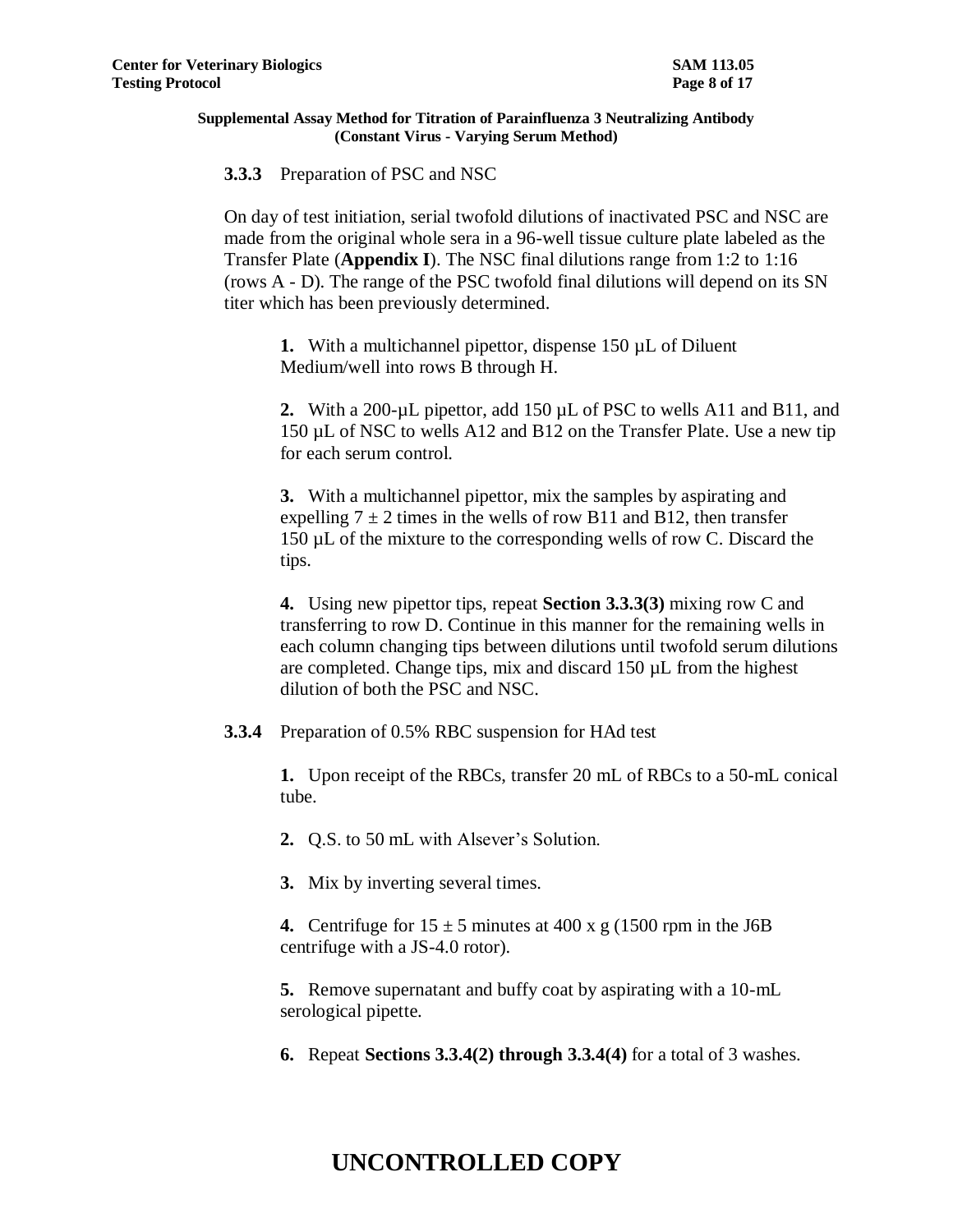**Supplemental Assay Method for Titration of Parainfluenza 3 Neutralizing Antibody (Constant Virus - Varying Serum Method)**

**3.3.3** Preparation of PSC and NSC

On day of test initiation, serial twofold dilutions of inactivated PSC and NSC are made from the original whole sera in a 96-well tissue culture plate labeled as the Transfer Plate (**Appendix I**). The NSC final dilutions range from 1:2 to 1:16 (rows A - D). The range of the PSC twofold final dilutions will depend on its SN titer which has been previously determined.

**1.** With a multichannel pipettor, dispense 150 µL of Diluent Medium/well into rows B through H.

**2.** With a 200-µL pipettor, add 150 µL of PSC to wells A11 and B11, and 150 µL of NSC to wells A12 and B12 on the Transfer Plate. Use a new tip for each serum control.

**3.** With a multichannel pipettor, mix the samples by aspirating and expelling $7 \pm 2$ times in the wells of row B11 and B12, then transfer 150 µL of the mixture to the corresponding wells of row C. Discard the tips.

**4.** Using new pipettor tips, repeat **Section 3.3.3(3)** mixing row C and transferring to row D. Continue in this manner for the remaining wells in each column changing tips between dilutions until twofold serum dilutions are completed. Change tips, mix and discard 150 µL from the highest dilution of both the PSC and NSC.

**3.3.4** Preparation of 0.5% RBC suspension for HAd test

**1.** Upon receipt of the RBCs, transfer 20 mL of RBCs to a 50-mL conical tube.

**2.** Q.S. to 50 mL with Alsever's Solution.

**3.** Mix by inverting several times.

**4.** Centrifuge for $15 \pm 5$ minutes at 400 x g (1500 rpm in the J6B centrifuge with a JS-4.0 rotor).

**5.** Remove supernatant and buffy coat by aspirating with a 10-mL serological pipette.

**6.** Repeat **Sections 3.3.4(2) through 3.3.4(4)** for a total of 3 washes.

**UNCONTROLLED COPY**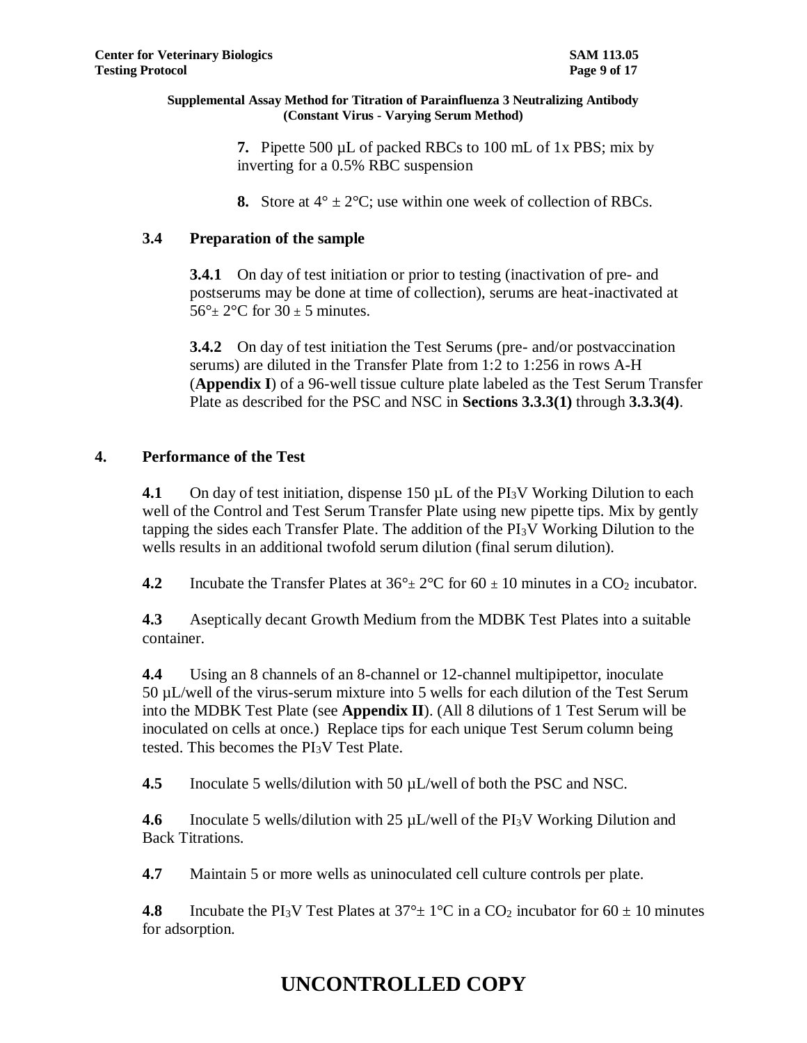**7.** Pipette 500 µL of packed RBCs to 100 mL of 1x PBS; mix by inverting for a 0.5% RBC suspension

**8.** Store at 4° ± 2°C; use within one week of collection of RBCs.

### 3.4 Preparation of the sample

**3.4.1** On day of test initiation or prior to testing (inactivation of pre- and postserums may be done at time of collection), serums are heat-inactivated at 56°± 2°C for 30 ± 5 minutes.

**3.4.2** On day of test initiation the Test Serums (pre- and/or postvaccination serums) are diluted in the Transfer Plate from 1:2 to 1:256 in rows A-H (**Appendix I**) of a 96-well tissue culture plate labeled as the Test Serum Transfer Plate as described for the PSC and NSC in **Sections 3.3.3(1)** through **3.3.3(4)**.

## 4. Performance of the Test

**4.1** On day of test initiation, dispense 150 µL of the $PI_3V$ Working Dilution to each well of the Control and Test Serum Transfer Plate using new pipette tips. Mix by gently tapping the sides each Transfer Plate. The addition of the $PI_3V$ Working Dilution to the wells results in an additional twofold serum dilution (final serum dilution).

**4.2** Incubate the Transfer Plates at 36°± 2°C for 60 ± 10 minutes in a $CO_2$ incubator.

**4.3** Aseptically decant Growth Medium from the MDBK Test Plates into a suitable container.

**4.4** Using an 8 channels of an 8-channel or 12-channel multipipettor, inoculate 50 µL/well of the virus-serum mixture into 5 wells for each dilution of the Test Serum into the MDBK Test Plate (see **Appendix II**). (All 8 dilutions of 1 Test Serum will be inoculated on cells at once.) Replace tips for each unique Test Serum column being tested. This becomes the $PI_3V$ Test Plate.

**4.5** Inoculate 5 wells/dilution with 50 µL/well of both the PSC and NSC.

**4.6** Inoculate 5 wells/dilution with 25 µL/well of the $PI_3V$ Working Dilution and Back Titrations.

**4.7** Maintain 5 or more wells as uninoculated cell culture controls per plate.

**4.8** Incubate the $PI_3V$ Test Plates at 37°± 1°C in a $CO_2$ incubator for 60 ± 10 minutes for adsorption.

# UNCONTROLLED COPY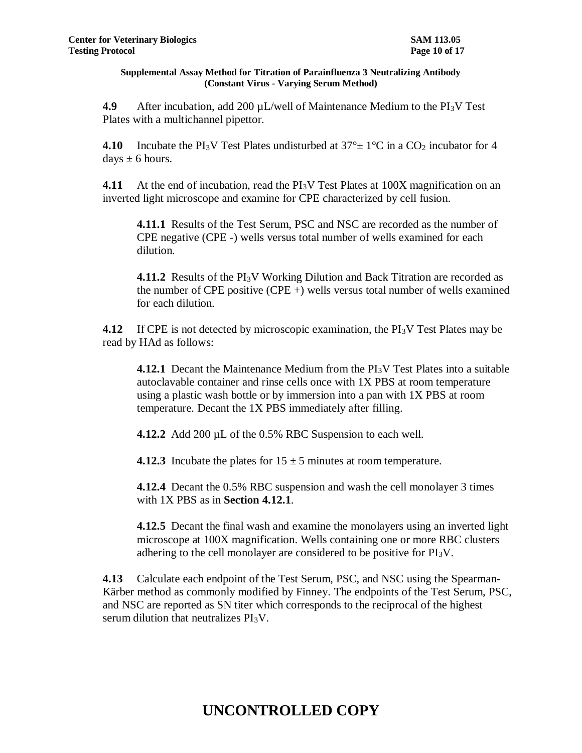**Supplemental Assay Method for Titration of Parainfluenza 3 Neutralizing Antibody (Constant Virus - Varying Serum Method)**

**4.9** After incubation, add 200 µL/well of Maintenance Medium to the $PI_3V$ Test Plates with a multichannel pipettor.

**4.10** Incubate the $PI_3V$ Test Plates undisturbed at 37°± 1°C in a $CO_2$ incubator for 4 days ± 6 hours.

**4.11** At the end of incubation, read the $PI_3V$ Test Plates at 100X magnification on an inverted light microscope and examine for CPE characterized by cell fusion.

**4.11.1** Results of the Test Serum, PSC and NSC are recorded as the number of CPE negative (CPE -) wells versus total number of wells examined for each dilution.

**4.11.2** Results of the $PI_3V$ Working Dilution and Back Titration are recorded as the number of CPE positive (CPE +) wells versus total number of wells examined for each dilution.

**4.12** If CPE is not detected by microscopic examination, the $PI_3V$ Test Plates may be read by HAd as follows:

**4.12.1** Decant the Maintenance Medium from the $PI_3V$ Test Plates into a suitable autoclavable container and rinse cells once with 1X PBS at room temperature using a plastic wash bottle or by immersion into a pan with 1X PBS at room temperature. Decant the 1X PBS immediately after filling.

**4.12.2** Add 200 µL of the 0.5% RBC Suspension to each well.

**4.12.3** Incubate the plates for 15 ± 5 minutes at room temperature.

**4.12.4** Decant the 0.5% RBC suspension and wash the cell monolayer 3 times with 1X PBS as in **Section 4.12.1**.

**4.12.5** Decant the final wash and examine the monolayers using an inverted light microscope at 100X magnification. Wells containing one or more RBC clusters adhering to the cell monolayer are considered to be positive for $PI_3V$.

**4.13** Calculate each endpoint of the Test Serum, PSC, and NSC using the Spearman-Kärber method as commonly modified by Finney. The endpoints of the Test Serum, PSC, and NSC are reported as SN titer which corresponds to the reciprocal of the highest serum dilution that neutralizes $PI_3V$.

**UNCONTROLLED COPY**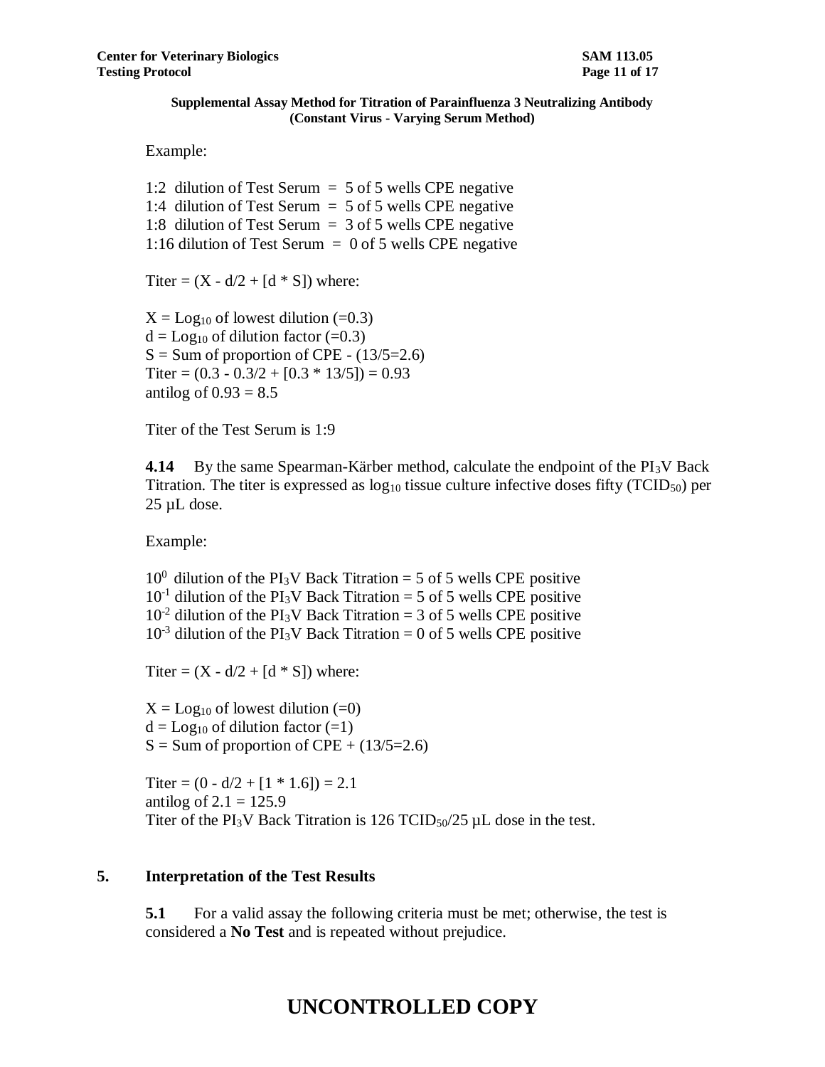Example:

1:2 dilution of Test Serum = 5 of 5 wells CPE negative
1:4 dilution of Test Serum = 5 of 5 wells CPE negative
1:8 dilution of Test Serum = 3 of 5 wells CPE negative
1:16 dilution of Test Serum = 0 of 5 wells CPE negative

Titer = (X - d/2 + [d * S]) where:

X = $Log_{10}$ of lowest dilution (=0.3)
d = $Log_{10}$ of dilution factor (=0.3)
S = Sum of proportion of CPE - (13/5=2.6)
Titer = (0.3 - 0.3/2 + [0.3 * 13/5]) = 0.93
antilog of 0.93 = 8.5

Titer of the Test Serum is 1:9

**4.14** By the same Spearman-Kärber method, calculate the endpoint of the $PI_3V$ Back Titration. The titer is expressed as $\log_{10}$ tissue culture infective doses fifty ($TCID_{50}$) per 25 µL dose.

Example:

$10^0$ dilution of the $PI_3V$ Back Titration = 5 of 5 wells CPE positive
$10^{-1}$ dilution of the $PI_3V$ Back Titration = 5 of 5 wells CPE positive
$10^{-2}$ dilution of the $PI_3V$ Back Titration = 3 of 5 wells CPE positive
$10^{-3}$ dilution of the $PI_3V$ Back Titration = 0 of 5 wells CPE positive

Titer = (X - d/2 + [d * S]) where:

X = $Log_{10}$ of lowest dilution (=0)
d = $Log_{10}$ of dilution factor (=1)
S = Sum of proportion of CPE + (13/5=2.6)

Titer = (0 - d/2 + [1 * 1.6]) = 2.1
antilog of 2.1 = 125.9
Titer of the $PI_3V$ Back Titration is 126 $TCID_{50}$/25 µL dose in the test.

## 5. Interpretation of the Test Results

**5.1** For a valid assay the following criteria must be met; otherwise, the test is considered a **No Test** and is repeated without prejudice.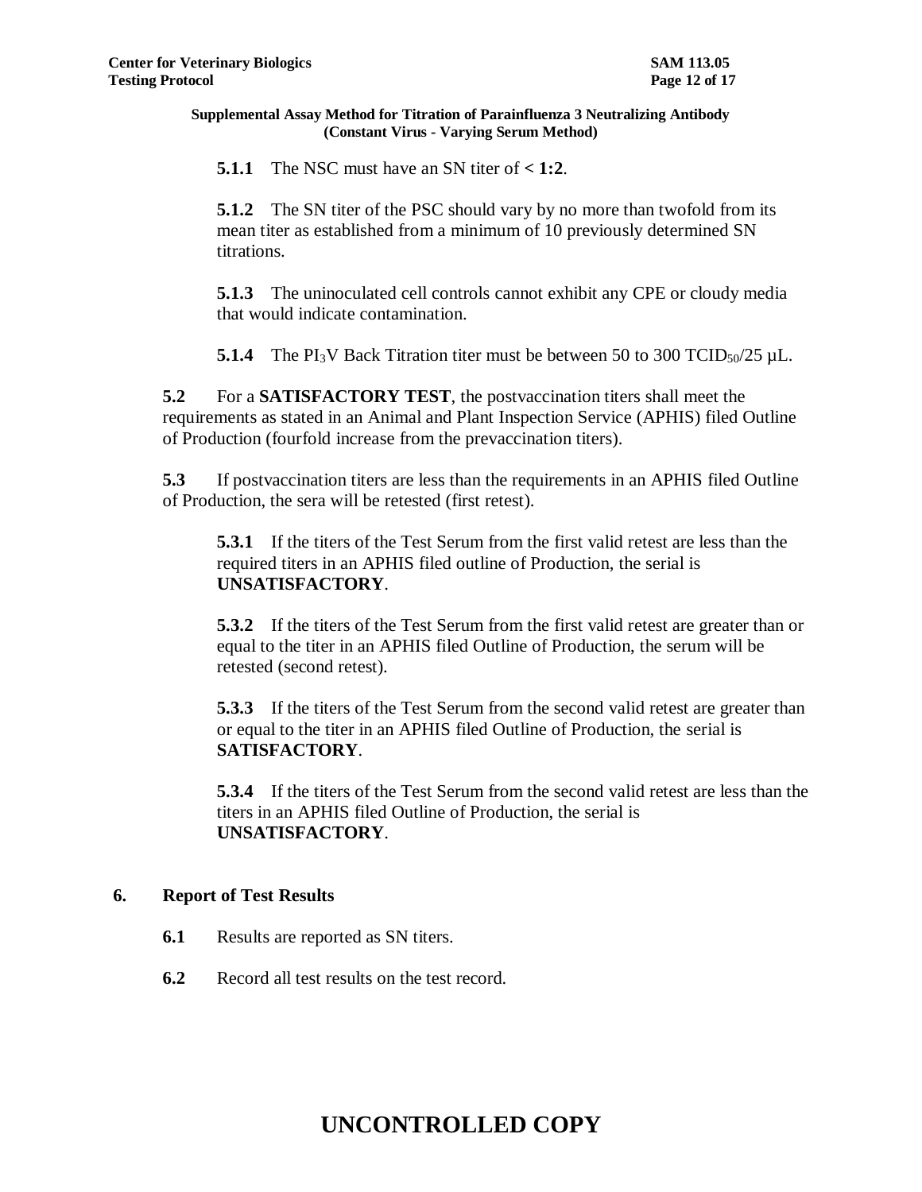**5.1.1** The NSC must have an SN titer of **< 1:2**.

**5.1.2** The SN titer of the PSC should vary by no more than twofold from its mean titer as established from a minimum of 10 previously determined SN titrations.

**5.1.3** The uninoculated cell controls cannot exhibit any CPE or cloudy media that would indicate contamination.

**5.1.4** The $PI_3V$ Back Titration titer must be between 50 to 300 $TCID_{50}$/25 µL.

**5.2** For a **SATISFACTORY TEST**, the postvaccination titers shall meet the requirements as stated in an Animal and Plant Inspection Service (APHIS) filed Outline of Production (fourfold increase from the prevaccination titers).

**5.3** If postvaccination titers are less than the requirements in an APHIS filed Outline of Production, the sera will be retested (first retest).

**5.3.1** If the titers of the Test Serum from the first valid retest are less than the required titers in an APHIS filed outline of Production, the serial is **UNSATISFACTORY**.

**5.3.2** If the titers of the Test Serum from the first valid retest are greater than or equal to the titer in an APHIS filed Outline of Production, the serum will be retested (second retest).

**5.3.3** If the titers of the Test Serum from the second valid retest are greater than or equal to the titer in an APHIS filed Outline of Production, the serial is **SATISFACTORY**.

**5.3.4** If the titers of the Test Serum from the second valid retest are less than the titers in an APHIS filed Outline of Production, the serial is **UNSATISFACTORY**.

## 6. Report of Test Results

**6.1** Results are reported as SN titers.

**6.2** Record all test results on the test record.

**UNCONTROLLED COPY**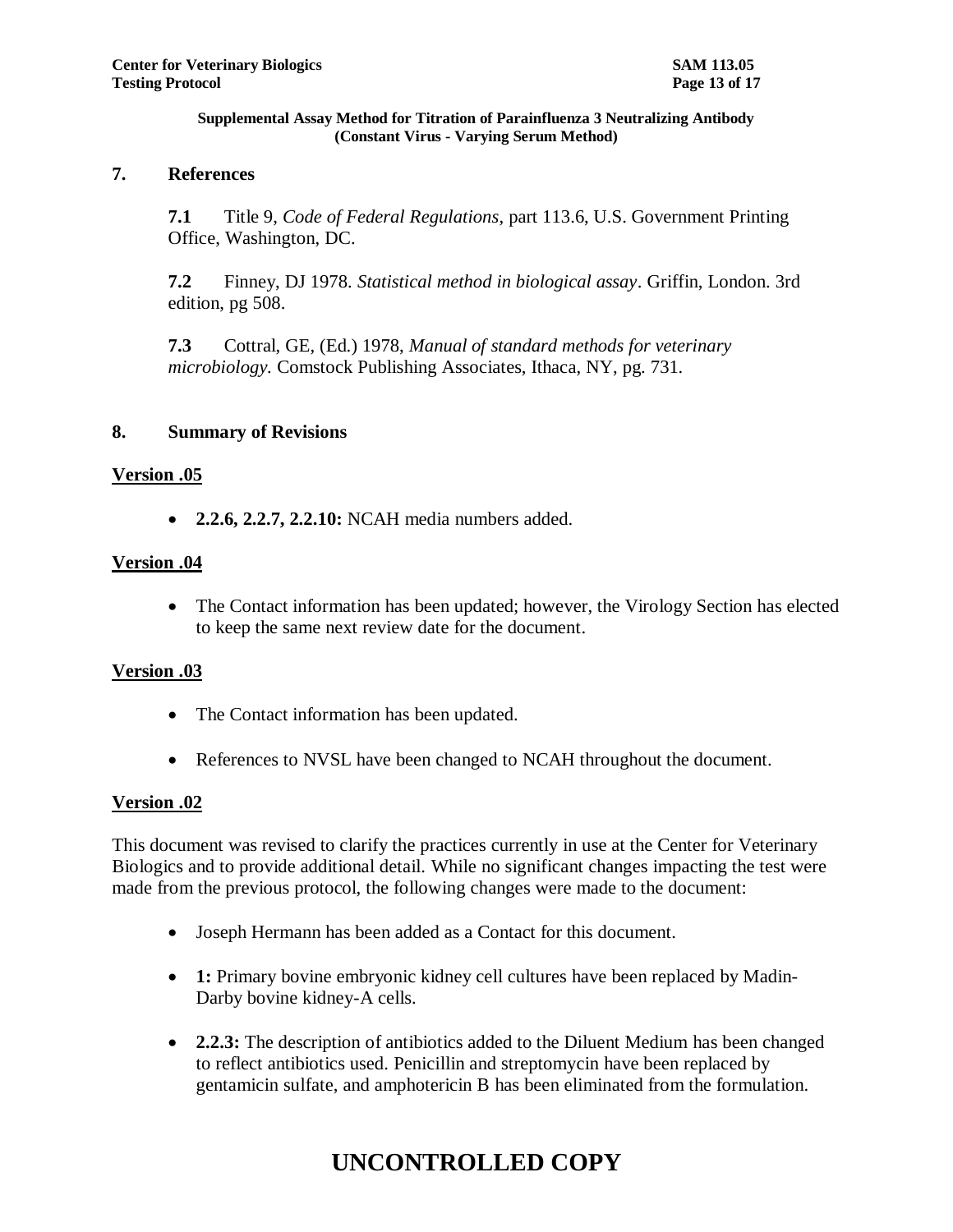## 7. References

**7.1** Title 9, *Code of Federal Regulations*, part 113.6, U.S. Government Printing Office, Washington, DC.

**7.2** Finney, DJ 1978. *Statistical method in biological assay*. Griffin, London. 3rd edition, pg 508.

**7.3** Cottral, GE, (Ed.) 1978, *Manual of standard methods for veterinary microbiology.* Comstock Publishing Associates, Ithaca, NY, pg. 731.

## 8. Summary of Revisions

**Version .05**

- **2.2.6, 2.2.7, 2.2.10:** NCAH media numbers added.

**Version .04**

- The Contact information has been updated; however, the Virology Section has elected to keep the same next review date for the document.

**Version .03**

- The Contact information has been updated.
- References to NVSL have been changed to NCAH throughout the document.

**Version .02**

This document was revised to clarify the practices currently in use at the Center for Veterinary Biologics and to provide additional detail. While no significant changes impacting the test were made from the previous protocol, the following changes were made to the document:

- Joseph Hermann has been added as a Contact for this document.
- **1:** Primary bovine embryonic kidney cell cultures have been replaced by Madin-Darby bovine kidney-A cells.
- **2.2.3:** The description of antibiotics added to the Diluent Medium has been changed to reflect antibiotics used. Penicillin and streptomycin have been replaced by gentamicin sulfate, and amphotericin B has been eliminated from the formulation.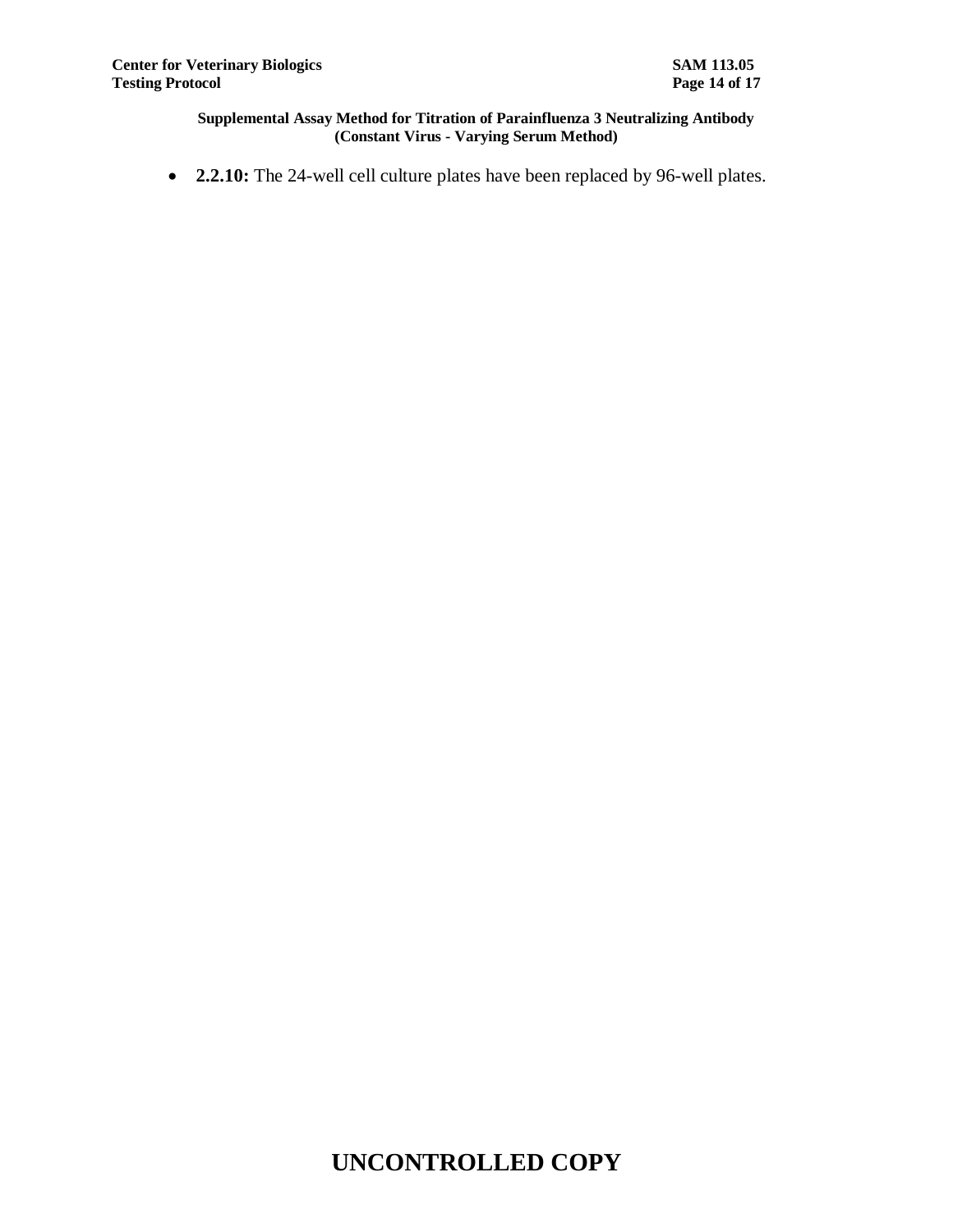- **2.2.10:** The 24-well cell culture plates have been replaced by 96-well plates.

**UNCONTROLLED COPY**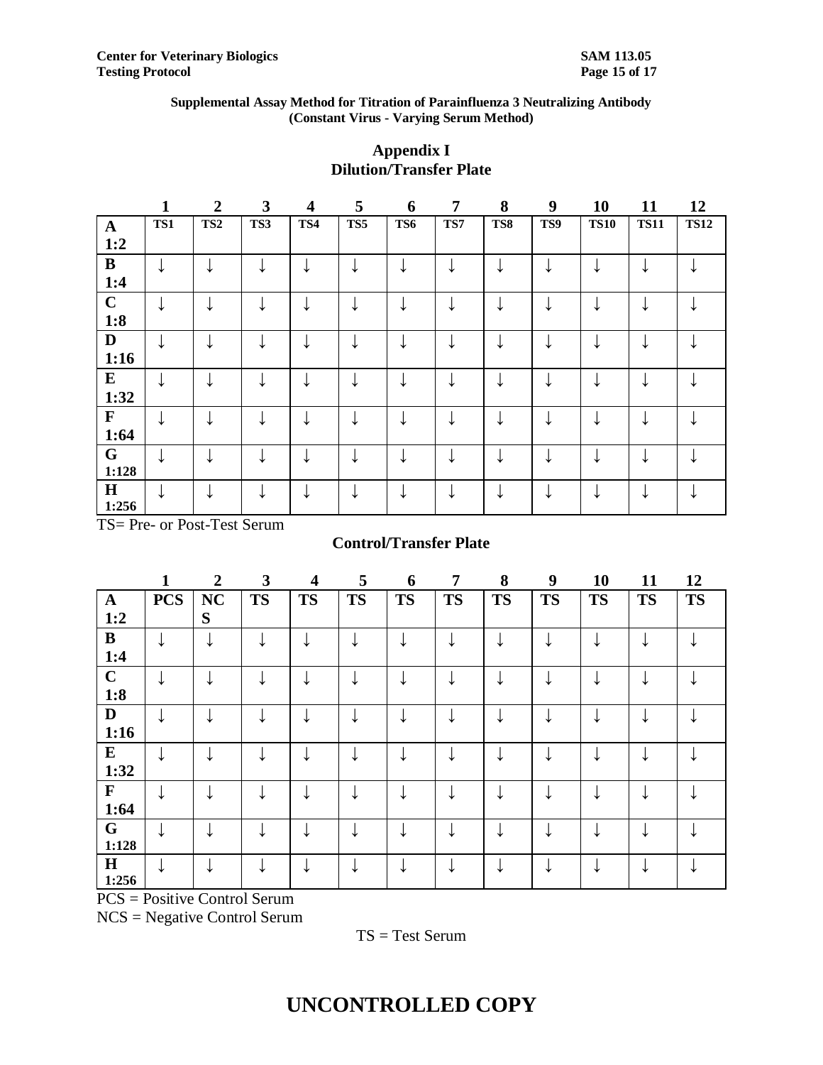**Supplemental Assay Method for Titration of Parainfluenza 3 Neutralizing Antibody (Constant Virus - Varying Serum Method)**

## Appendix I
## Dilution/Transfer Plate

| | 1 | 2 | 3 | 4 | 5 | 6 | 7 | 8 | 9 | 10 | 11 | 12 |
|---|---|---|---|---|---|---|---|---|---|---|---|---|
| **A 1:2** | TS1 | TS2 | TS3 | TS4 | TS5 | TS6 | TS7 | TS8 | TS9 | TS10 | TS11 | TS12 |
| **B 1:4** | ↓ | ↓ | ↓ | ↓ | ↓ | ↓ | ↓ | ↓ | ↓ | ↓ | ↓ | ↓ |
| **C 1:8** | ↓ | ↓ | ↓ | ↓ | ↓ | ↓ | ↓ | ↓ | ↓ | ↓ | ↓ | ↓ |
| **D 1:16** | ↓ | ↓ | ↓ | ↓ | ↓ | ↓ | ↓ | ↓ | ↓ | ↓ | ↓ | ↓ |
| **E 1:32** | ↓ | ↓ | ↓ | ↓ | ↓ | ↓ | ↓ | ↓ | ↓ | ↓ | ↓ | ↓ |
| **F 1:64** | ↓ | ↓ | ↓ | ↓ | ↓ | ↓ | ↓ | ↓ | ↓ | ↓ | ↓ | ↓ |
| **G 1:128** | ↓ | ↓ | ↓ | ↓ | ↓ | ↓ | ↓ | ↓ | ↓ | ↓ | ↓ | ↓ |
| **H 1:256** | ↓ | ↓ | ↓ | ↓ | ↓ | ↓ | ↓ | ↓ | ↓ | ↓ | ↓ | ↓ |

TS= Pre- or Post-Test Serum

## Control/Transfer Plate

| | 1 | 2 | 3 | 4 | 5 | 6 | 7 | 8 | 9 | 10 | 11 | 12 |
|---|---|---|---|---|---|---|---|---|---|---|---|---|
| **A 1:2** | PCS | NCS | TS | TS | TS | TS | TS | TS | TS | TS | TS | TS |
| **B 1:4** | ↓ | ↓ | ↓ | ↓ | ↓ | ↓ | ↓ | ↓ | ↓ | ↓ | ↓ | ↓ |
| **C 1:8** | ↓ | ↓ | ↓ | ↓ | ↓ | ↓ | ↓ | ↓ | ↓ | ↓ | ↓ | ↓ |
| **D 1:16** | ↓ | ↓ | ↓ | ↓ | ↓ | ↓ | ↓ | ↓ | ↓ | ↓ | ↓ | ↓ |
| **E 1:32** | ↓ | ↓ | ↓ | ↓ | ↓ | ↓ | ↓ | ↓ | ↓ | ↓ | ↓ | ↓ |
| **F 1:64** | ↓ | ↓ | ↓ | ↓ | ↓ | ↓ | ↓ | ↓ | ↓ | ↓ | ↓ | ↓ |
| **G 1:128** | ↓ | ↓ | ↓ | ↓ | ↓ | ↓ | ↓ | ↓ | ↓ | ↓ | ↓ | ↓ |
| **H 1:256** | ↓ | ↓ | ↓ | ↓ | ↓ | ↓ | ↓ | ↓ | ↓ | ↓ | ↓ | ↓ |

PCS = Positive Control Serum
NCS = Negative Control Serum
TS = Test Serum

**UNCONTROLLED COPY**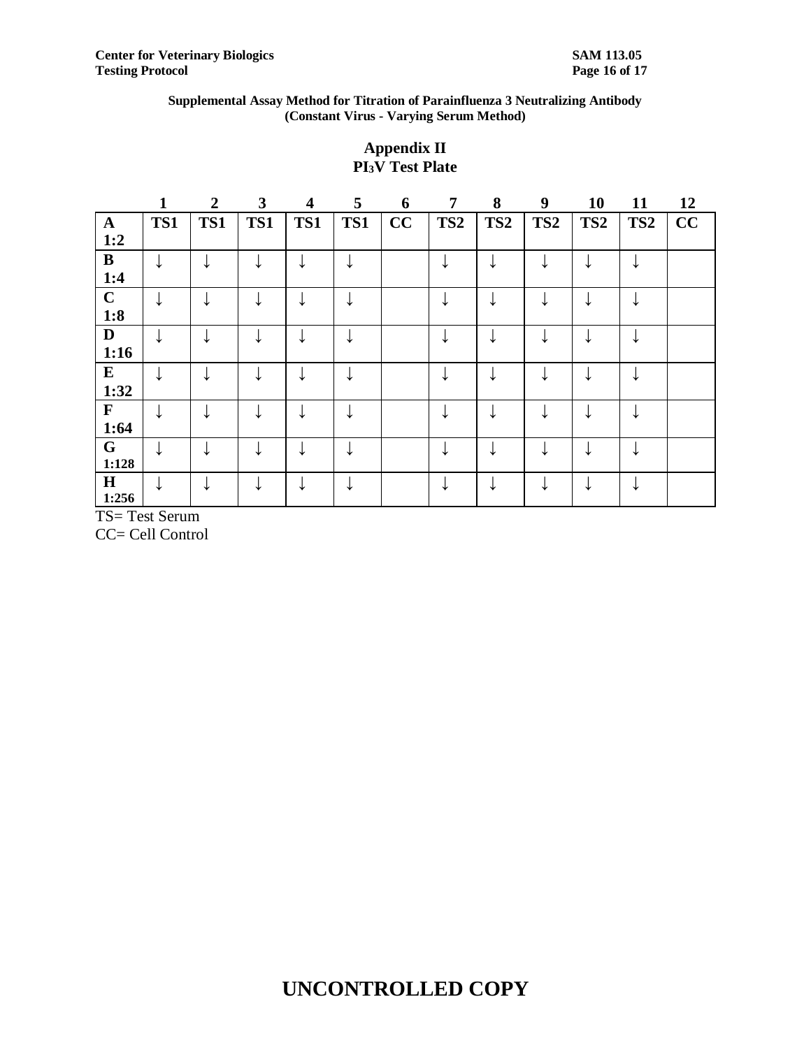**Supplemental Assay Method for Titration of Parainfluenza 3 Neutralizing Antibody (Constant Virus - Varying Serum Method)**

## Appendix II
## $PI_3V$ Test Plate

| | 1 | 2 | 3 | 4 | 5 | 6 | 7 | 8 | 9 | 10 | 11 | 12 |
|---|---|---|---|---|---|---|---|---|---|---|---|---|
| **A 1:2** | **TS1** | **TS1** | **TS1** | **TS1** | **TS1** | **CC** | **TS2** | **TS2** | **TS2** | **TS2** | **TS2** | **CC** |
| **B 1:4** | ↓ | ↓ | ↓ | ↓ | ↓ | | ↓ | ↓ | ↓ | ↓ | ↓ | |
| **C 1:8** | ↓ | ↓ | ↓ | ↓ | ↓ | | ↓ | ↓ | ↓ | ↓ | ↓ | |
| **D 1:16** | ↓ | ↓ | ↓ | ↓ | ↓ | | ↓ | ↓ | ↓ | ↓ | ↓ | |
| **E 1:32** | ↓ | ↓ | ↓ | ↓ | ↓ | | ↓ | ↓ | ↓ | ↓ | ↓ | |
| **F 1:64** | ↓ | ↓ | ↓ | ↓ | ↓ | | ↓ | ↓ | ↓ | ↓ | ↓ | |
| **G 1:128** | ↓ | ↓ | ↓ | ↓ | ↓ | | ↓ | ↓ | ↓ | ↓ | ↓ | |
| **H 1:256** | ↓ | ↓ | ↓ | ↓ | ↓ | | ↓ | ↓ | ↓ | ↓ | ↓ | |

TS= Test Serum
CC= Cell Control

**UNCONTROLLED COPY**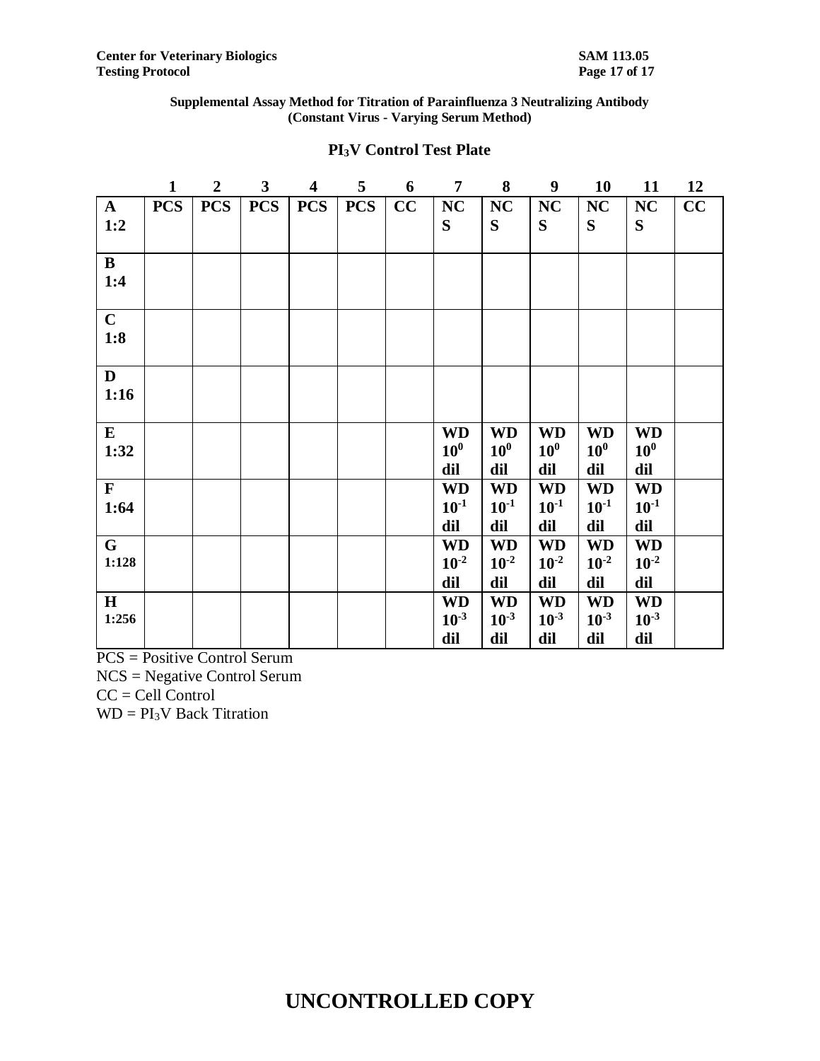**Supplemental Assay Method for Titration of Parainfluenza 3 Neutralizing Antibody (Constant Virus - Varying Serum Method)**

## $PI_3V$ Control Test Plate

| | 1 | 2 | 3 | 4 | 5 | 6 | 7 | 8 | 9 | 10 | 11 | 12 |
|---|---|---|---|---|---|---|---|---|---|---|---|---|
| **A 1:2** | **PCS** | **PCS** | **PCS** | **PCS** | **PCS** | **CC** | **NCS** | **NCS** | **NCS** | **NCS** | **NCS** | **CC** |
| **B 1:4** | | | | | | | | | | | | |
| **C 1:8** | | | | | | | | | | | | |
| **D 1:16** | | | | | | | | | | | | |
| **E 1:32** | | | | | | | **WD $10^0$ dil** | **WD $10^0$ dil** | **WD $10^0$ dil** | **WD $10^0$ dil** | **WD $10^0$ dil** | |
| **F 1:64** | | | | | | | **WD $10^{-1}$ dil** | **WD $10^{-1}$ dil** | **WD $10^{-1}$ dil** | **WD $10^{-1}$ dil** | **WD $10^{-1}$ dil** | |
| **G 1:128** | | | | | | | **WD $10^{-2}$ dil** | **WD $10^{-2}$ dil** | **WD $10^{-2}$ dil** | **WD $10^{-2}$ dil** | **WD $10^{-2}$ dil** | |
| **H 1:256** | | | | | | | **WD $10^{-3}$ dil** | **WD $10^{-3}$ dil** | **WD $10^{-3}$ dil** | **WD $10^{-3}$ dil** | **WD $10^{-3}$ dil** | |

PCS = Positive Control Serum
NCS = Negative Control Serum
CC = Cell Control
WD = $PI_3V$ Back Titration

**UNCONTROLLED COPY**